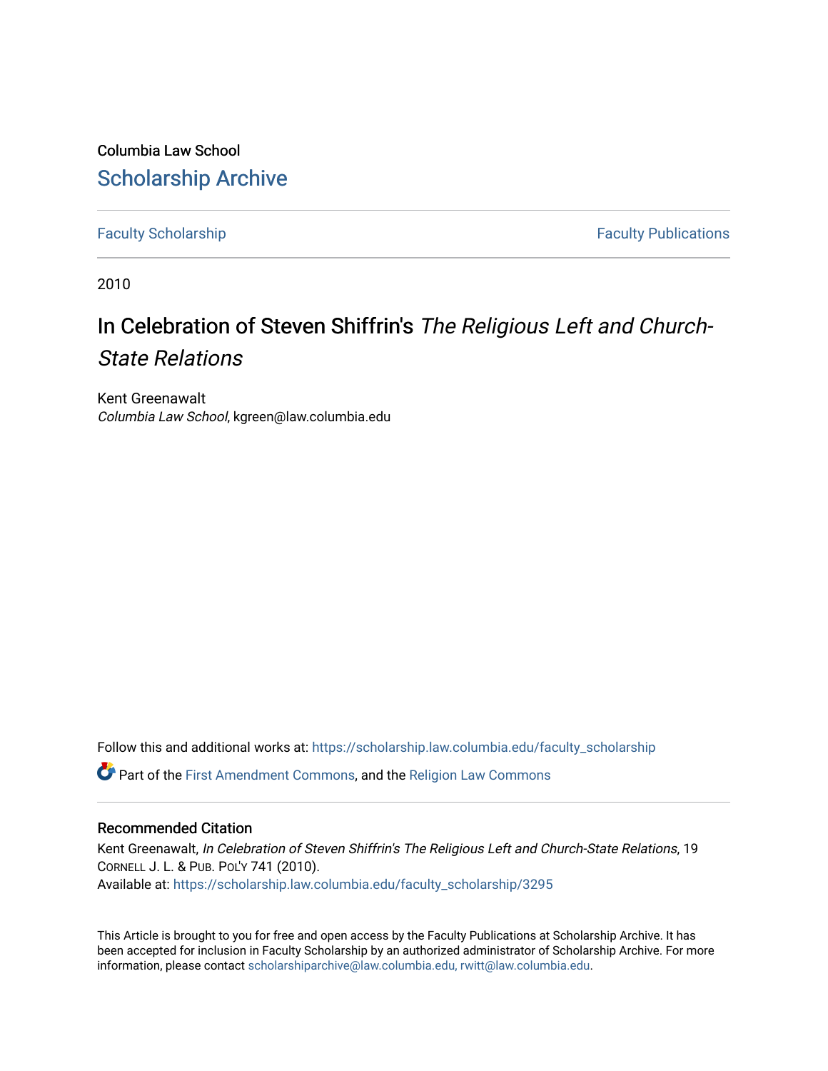Columbia Law School

# Scholarship Archive

Faculty Scholarship | Faculty Publications

2010

# In Celebration of Steven Shiffrin's *The Religious Left and Church-State Relations*

Kent Greenawalt
*Columbia Law School*, kgreen@law.columbia.edu

Follow this and additional works at: https://scholarship.law.columbia.edu/faculty_scholarship

Part of the First Amendment Commons, and the Religion Law Commons

## Recommended Citation

Kent Greenawalt, *In Celebration of Steven Shiffrin's The Religious Left and Church-State Relations*, 19 Cornell J. L. & Pub. Pol'y 741 (2010).
Available at: https://scholarship.law.columbia.edu/faculty_scholarship/3295

This Article is brought to you for free and open access by the Faculty Publications at Scholarship Archive. It has been accepted for inclusion in Faculty Scholarship by an authorized administrator of Scholarship Archive. For more information, please contact scholarshiparchive@law.columbia.edu, rwitt@law.columbia.edu.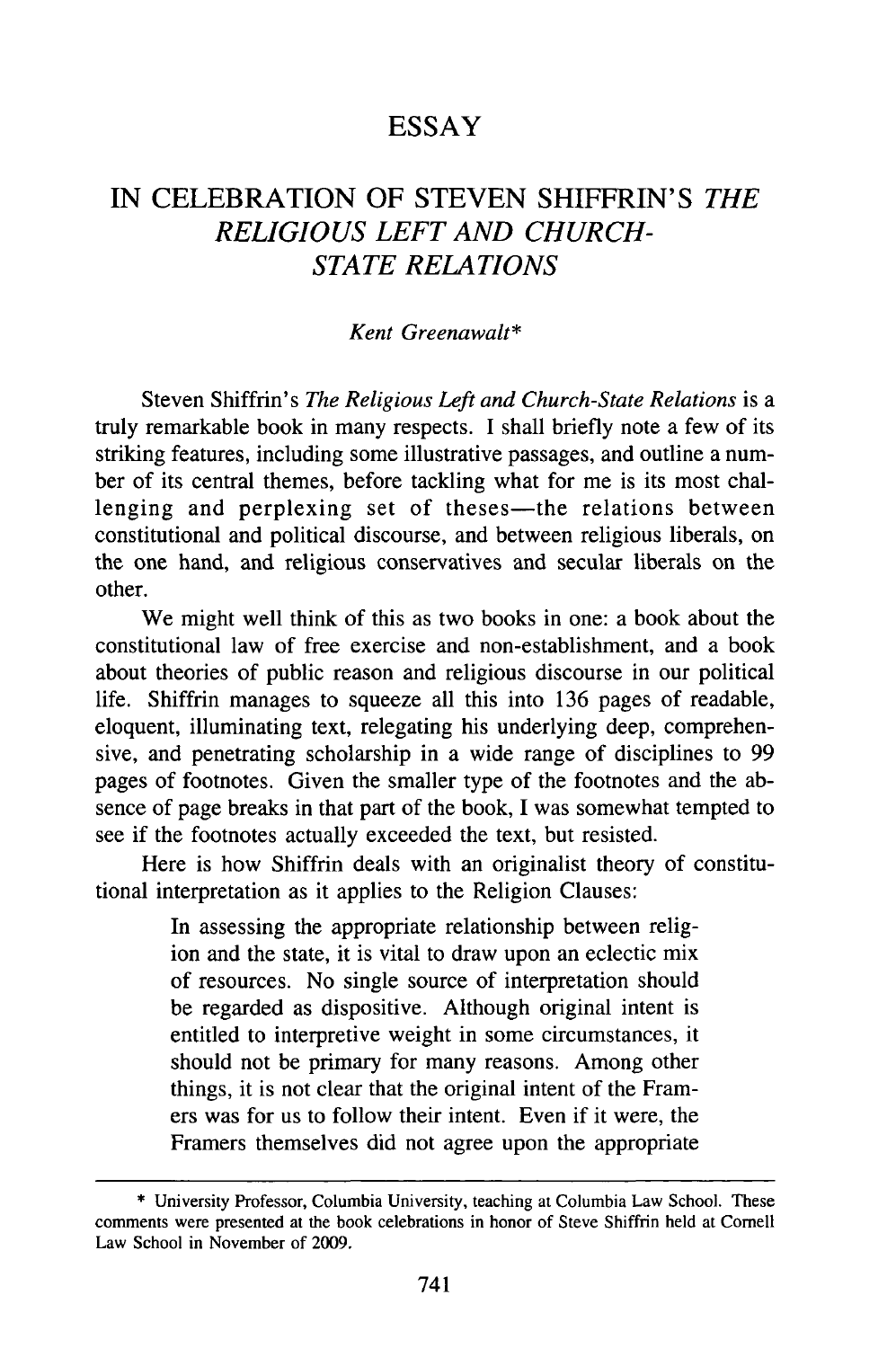# ESSAY

## IN CELEBRATION OF STEVEN SHIFFRIN'S *THE RELIGIOUS LEFT AND CHURCH-STATE RELATIONS*

*Kent Greenawalt\**

Steven Shiffrin's *The Religious Left and Church-State Relations* is a truly remarkable book in many respects. I shall briefly note a few of its striking features, including some illustrative passages, and outline a number of its central themes, before tackling what for me is its most challenging and perplexing set of theses—the relations between constitutional and political discourse, and between religious liberals, on the one hand, and religious conservatives and secular liberals on the other.

We might well think of this as two books in one: a book about the constitutional law of free exercise and non-establishment, and a book about theories of public reason and religious discourse in our political life. Shiffrin manages to squeeze all this into 136 pages of readable, eloquent, illuminating text, relegating his underlying deep, comprehensive, and penetrating scholarship in a wide range of disciplines to 99 pages of footnotes. Given the smaller type of the footnotes and the absence of page breaks in that part of the book, I was somewhat tempted to see if the footnotes actually exceeded the text, but resisted.

Here is how Shiffrin deals with an originalist theory of constitutional interpretation as it applies to the Religion Clauses:

> In assessing the appropriate relationship between religion and the state, it is vital to draw upon an eclectic mix of resources. No single source of interpretation should be regarded as dispositive. Although original intent is entitled to interpretive weight in some circumstances, it should not be primary for many reasons. Among other things, it is not clear that the original intent of the Framers was for us to follow their intent. Even if it were, the Framers themselves did not agree upon the appropriate

---

\* University Professor, Columbia University, teaching at Columbia Law School. These comments were presented at the book celebrations in honor of Steve Shiffrin held at Cornell Law School in November of 2009.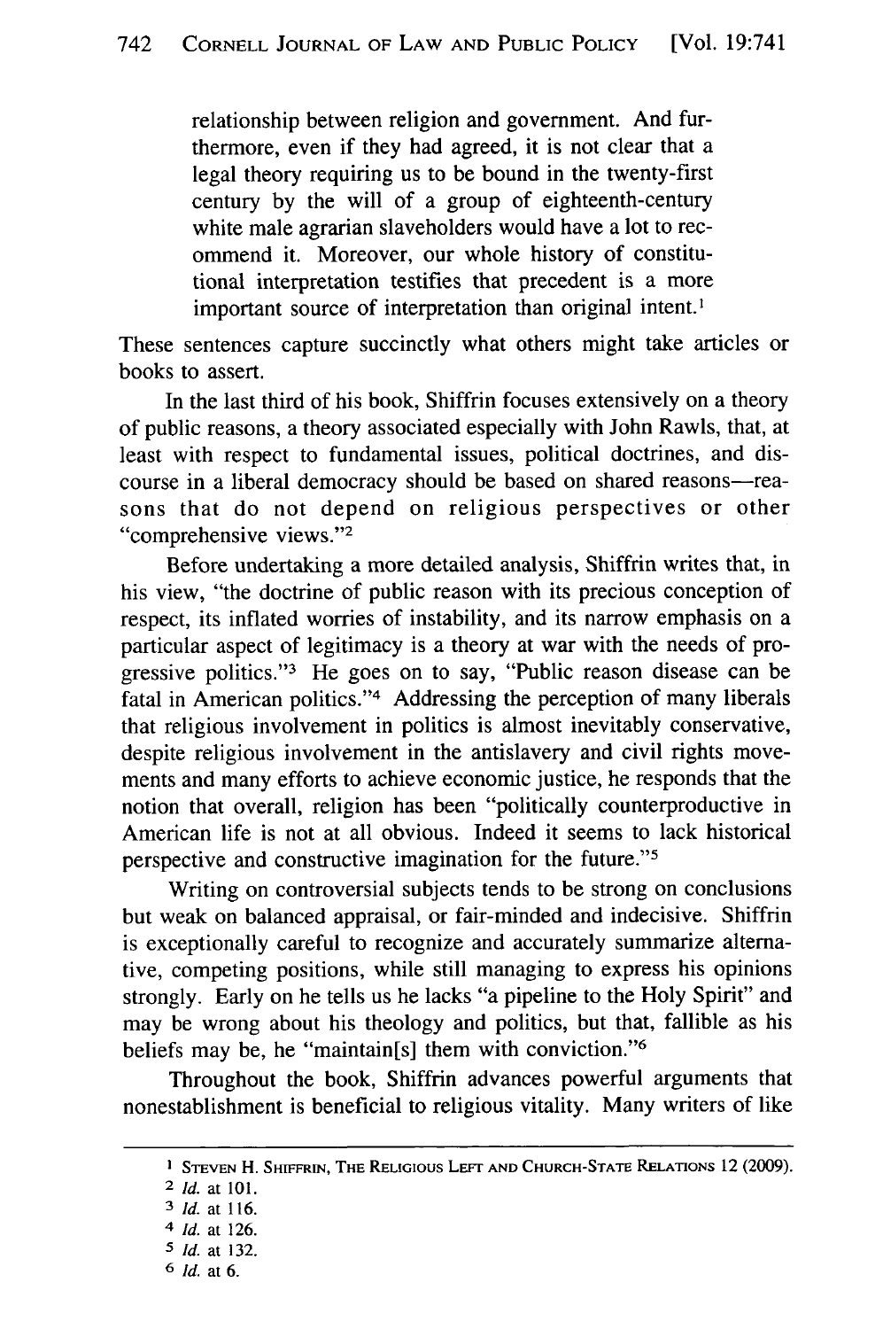> relationship between religion and government. And furthermore, even if they had agreed, it is not clear that a legal theory requiring us to be bound in the twenty-first century by the will of a group of eighteenth-century white male agrarian slaveholders would have a lot to recommend it. Moreover, our whole history of constitutional interpretation testifies that precedent is a more important source of interpretation than original intent.[1]

These sentences capture succinctly what others might take articles or books to assert.

In the last third of his book, Shiffrin focuses extensively on a theory of public reasons, a theory associated especially with John Rawls, that, at least with respect to fundamental issues, political doctrines, and discourse in a liberal democracy should be based on shared reasons—reasons that do not depend on religious perspectives or other "comprehensive views."[2]

Before undertaking a more detailed analysis, Shiffrin writes that, in his view, "the doctrine of public reason with its precious conception of respect, its inflated worries of instability, and its narrow emphasis on a particular aspect of legitimacy is a theory at war with the needs of progressive politics."[3] He goes on to say, "Public reason disease can be fatal in American politics."[4] Addressing the perception of many liberals that religious involvement in politics is almost inevitably conservative, despite religious involvement in the antislavery and civil rights movements and many efforts to achieve economic justice, he responds that the notion that overall, religion has been "politically counterproductive in American life is not at all obvious. Indeed it seems to lack historical perspective and constructive imagination for the future."[5]

Writing on controversial subjects tends to be strong on conclusions but weak on balanced appraisal, or fair-minded and indecisive. Shiffrin is exceptionally careful to recognize and accurately summarize alternative, competing positions, while still managing to express his opinions strongly. Early on he tells us he lacks "a pipeline to the Holy Spirit" and may be wrong about his theology and politics, but that, fallible as his beliefs may be, he "maintain[s] them with conviction."[6]

Throughout the book, Shiffrin advances powerful arguments that nonestablishment is beneficial to religious vitality. Many writers of like

---

[1] STEVEN H. SHIFFRIN, THE RELIGIOUS LEFT AND CHURCH-STATE RELATIONS 12 (2009).

[2] *Id.* at 101.

[3] *Id.* at 116.

[4] *Id.* at 126.

[5] *Id.* at 132.

[6] *Id.* at 6.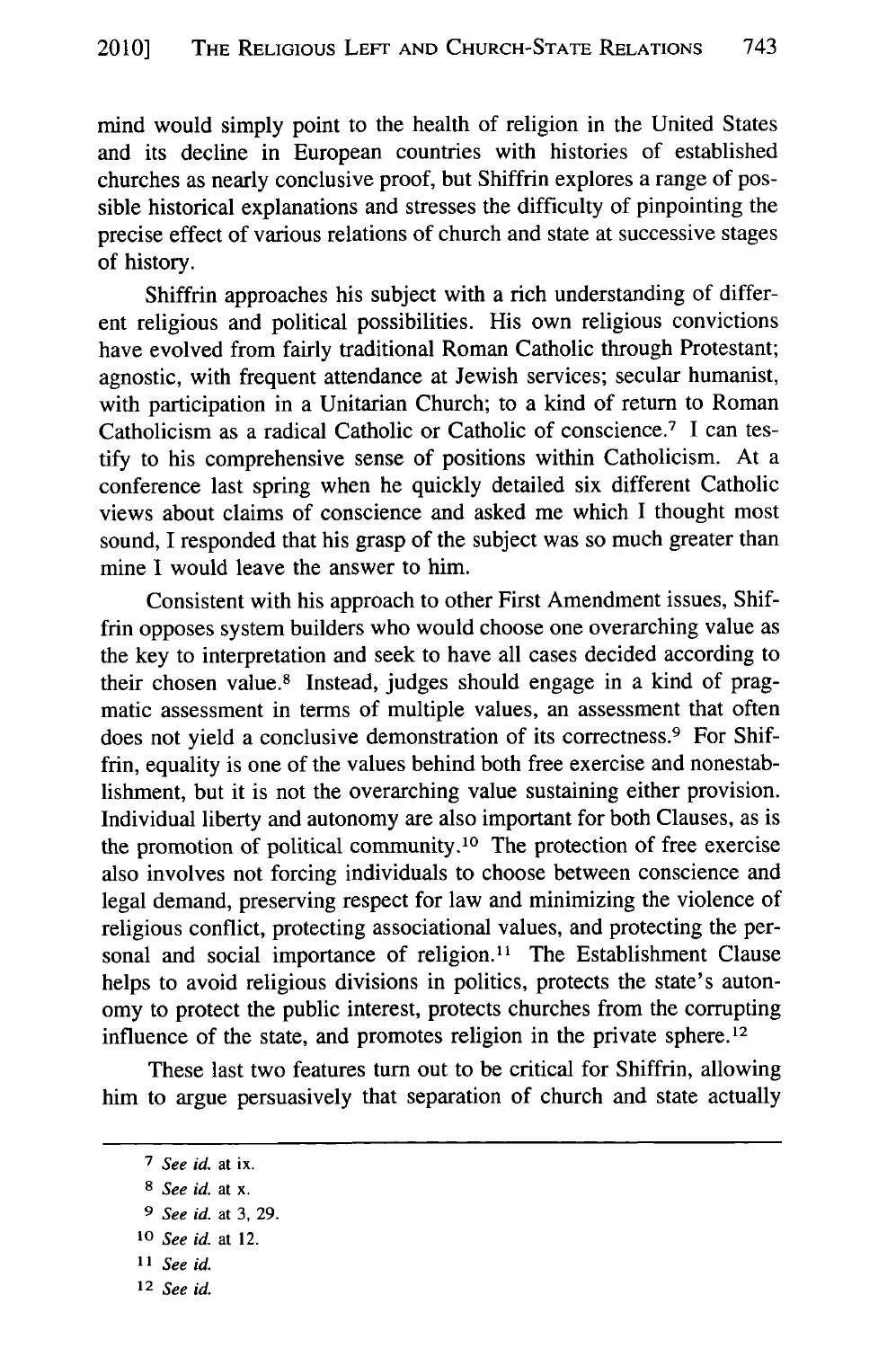mind would simply point to the health of religion in the United States and its decline in European countries with histories of established churches as nearly conclusive proof, but Shiffrin explores a range of possible historical explanations and stresses the difficulty of pinpointing the precise effect of various relations of church and state at successive stages of history.

Shiffrin approaches his subject with a rich understanding of different religious and political possibilities. His own religious convictions have evolved from fairly traditional Roman Catholic through Protestant; agnostic, with frequent attendance at Jewish services; secular humanist, with participation in a Unitarian Church; to a kind of return to Roman Catholicism as a radical Catholic or Catholic of conscience.[7] I can testify to his comprehensive sense of positions within Catholicism. At a conference last spring when he quickly detailed six different Catholic views about claims of conscience and asked me which I thought most sound, I responded that his grasp of the subject was so much greater than mine I would leave the answer to him.

Consistent with his approach to other First Amendment issues, Shiffrin opposes system builders who would choose one overarching value as the key to interpretation and seek to have all cases decided according to their chosen value.[8] Instead, judges should engage in a kind of pragmatic assessment in terms of multiple values, an assessment that often does not yield a conclusive demonstration of its correctness.[9] For Shiffrin, equality is one of the values behind both free exercise and nonestablishment, but it is not the overarching value sustaining either provision. Individual liberty and autonomy are also important for both Clauses, as is the promotion of political community.[10] The protection of free exercise also involves not forcing individuals to choose between conscience and legal demand, preserving respect for law and minimizing the violence of religious conflict, protecting associational values, and protecting the personal and social importance of religion.[11] The Establishment Clause helps to avoid religious divisions in politics, protects the state's autonomy to protect the public interest, protects churches from the corrupting influence of the state, and promotes religion in the private sphere.[12]

These last two features turn out to be critical for Shiffrin, allowing him to argue persuasively that separation of church and state actually

---

[7] *See id.* at ix.

[8] *See id.* at x.

[9] *See id.* at 3, 29.

[10] *See id.* at 12.

[11] *See id.*

[12] *See id.*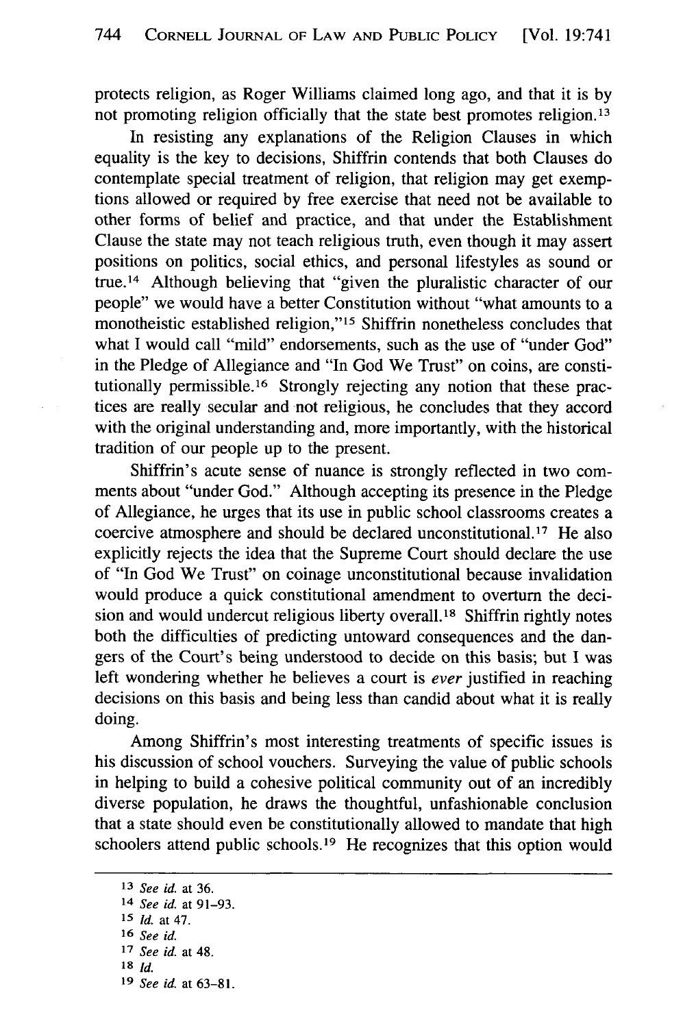protects religion, as Roger Williams claimed long ago, and that it is by not promoting religion officially that the state best promotes religion.[13]

In resisting any explanations of the Religion Clauses in which equality is the key to decisions, Shiffrin contends that both Clauses do contemplate special treatment of religion, that religion may get exemptions allowed or required by free exercise that need not be available to other forms of belief and practice, and that under the Establishment Clause the state may not teach religious truth, even though it may assert positions on politics, social ethics, and personal lifestyles as sound or true.[14] Although believing that "given the pluralistic character of our people" we would have a better Constitution without "what amounts to a monotheistic established religion,"[15] Shiffrin nonetheless concludes that what I would call "mild" endorsements, such as the use of "under God" in the Pledge of Allegiance and "In God We Trust" on coins, are constitutionally permissible.[16] Strongly rejecting any notion that these practices are really secular and not religious, he concludes that they accord with the original understanding and, more importantly, with the historical tradition of our people up to the present.

Shiffrin's acute sense of nuance is strongly reflected in two comments about "under God." Although accepting its presence in the Pledge of Allegiance, he urges that its use in public school classrooms creates a coercive atmosphere and should be declared unconstitutional.[17] He also explicitly rejects the idea that the Supreme Court should declare the use of "In God We Trust" on coinage unconstitutional because invalidation would produce a quick constitutional amendment to overturn the decision and would undercut religious liberty overall.[18] Shiffrin rightly notes both the difficulties of predicting untoward consequences and the dangers of the Court's being understood to decide on this basis; but I was left wondering whether he believes a court is *ever* justified in reaching decisions on this basis and being less than candid about what it is really doing.

Among Shiffrin's most interesting treatments of specific issues is his discussion of school vouchers. Surveying the value of public schools in helping to build a cohesive political community out of an incredibly diverse population, he draws the thoughtful, unfashionable conclusion that a state should even be constitutionally allowed to mandate that high schoolers attend public schools.[19] He recognizes that this option would

---

[13] *See id.* at 36.

[14] *See id.* at 91–93.

[15] *Id.* at 47.

[16] *See id.*

[17] *See id.* at 48.

[18] *Id.*

[19] *See id.* at 63–81.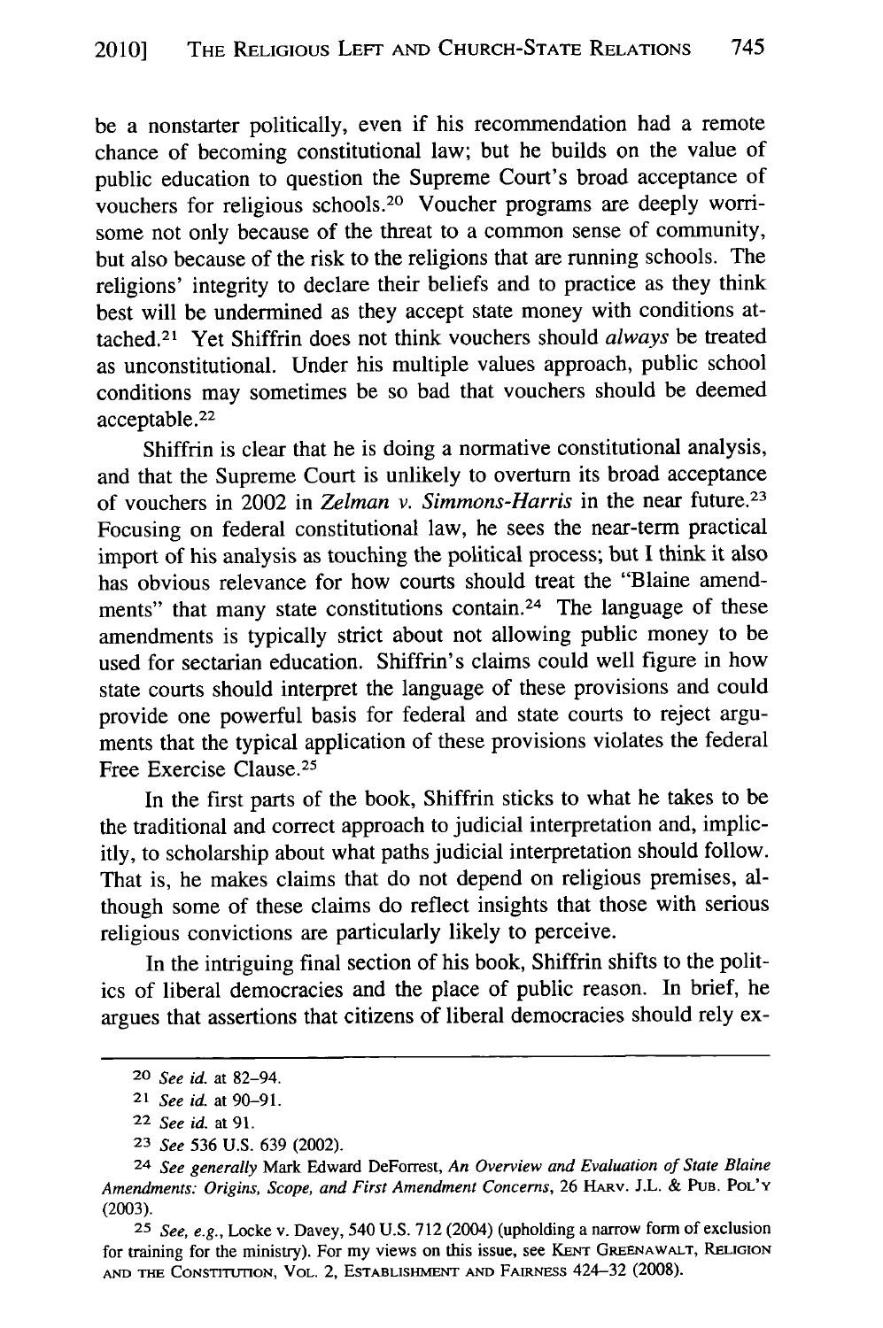be a nonstarter politically, even if his recommendation had a remote chance of becoming constitutional law; but he builds on the value of public education to question the Supreme Court's broad acceptance of vouchers for religious schools.[20] Voucher programs are deeply worrisome not only because of the threat to a common sense of community, but also because of the risk to the religions that are running schools. The religions' integrity to declare their beliefs and to practice as they think best will be undermined as they accept state money with conditions attached.[21] Yet Shiffrin does not think vouchers should *always* be treated as unconstitutional. Under his multiple values approach, public school conditions may sometimes be so bad that vouchers should be deemed acceptable.[22]

Shiffrin is clear that he is doing a normative constitutional analysis, and that the Supreme Court is unlikely to overturn its broad acceptance of vouchers in 2002 in *Zelman v. Simmons-Harris* in the near future.[23] Focusing on federal constitutional law, he sees the near-term practical import of his analysis as touching the political process; but I think it also has obvious relevance for how courts should treat the "Blaine amendments" that many state constitutions contain.[24] The language of these amendments is typically strict about not allowing public money to be used for sectarian education. Shiffrin's claims could well figure in how state courts should interpret the language of these provisions and could provide one powerful basis for federal and state courts to reject arguments that the typical application of these provisions violates the federal Free Exercise Clause.[25]

In the first parts of the book, Shiffrin sticks to what he takes to be the traditional and correct approach to judicial interpretation and, implicitly, to scholarship about what paths judicial interpretation should follow. That is, he makes claims that do not depend on religious premises, although some of these claims do reflect insights that those with serious religious convictions are particularly likely to perceive.

In the intriguing final section of his book, Shiffrin shifts to the politics of liberal democracies and the place of public reason. In brief, he argues that assertions that citizens of liberal democracies should rely ex-

---

[20] *See id.* at 82–94.

[21] *See id.* at 90–91.

[22] *See id.* at 91.

[23] *See* 536 U.S. 639 (2002).

[24] *See generally* Mark Edward DeForrest, *An Overview and Evaluation of State Blaine Amendments: Origins, Scope, and First Amendment Concerns*, 26 HARV. J.L. & PUB. POL'Y (2003).

[25] *See, e.g.*, Locke v. Davey, 540 U.S. 712 (2004) (upholding a narrow form of exclusion for training for the ministry). For my views on this issue, see KENT GREENAWALT, RELIGION AND THE CONSTITUTION, VOL. 2, ESTABLISHMENT AND FAIRNESS 424–32 (2008).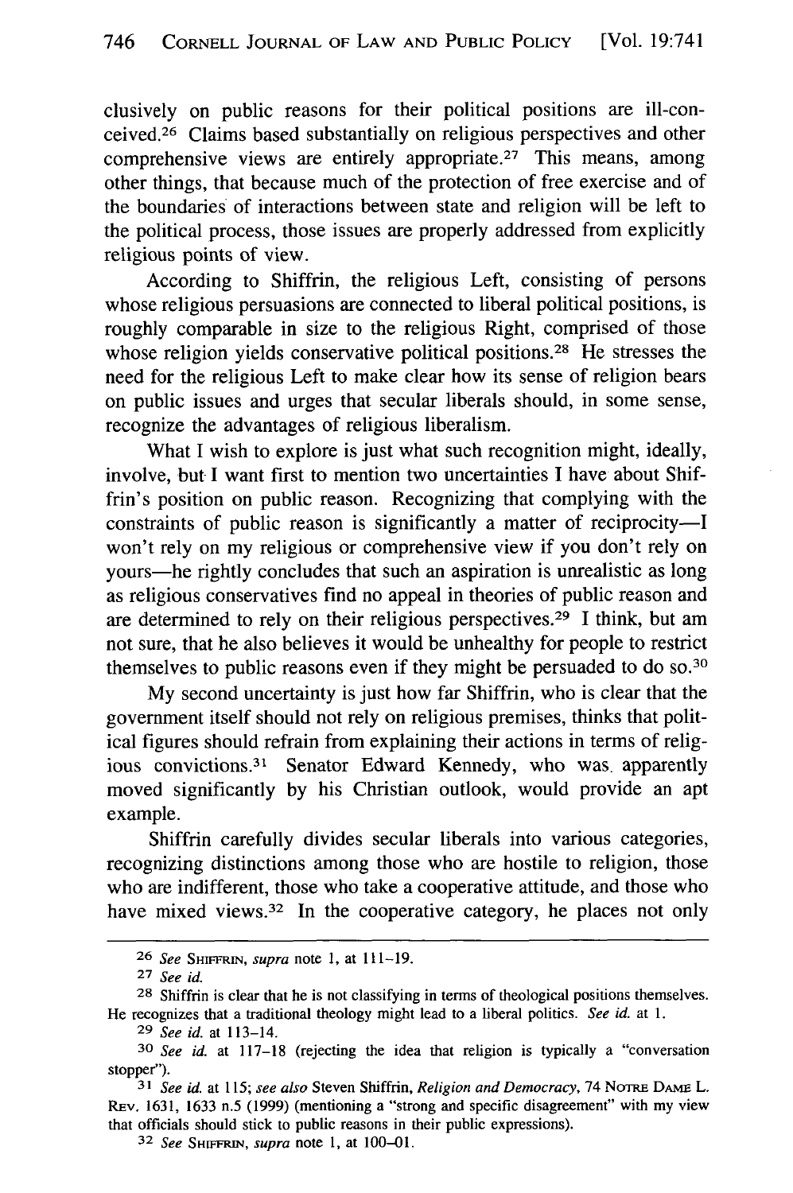clusively on public reasons for their political positions are ill-conceived.[26] Claims based substantially on religious perspectives and other comprehensive views are entirely appropriate.[27] This means, among other things, that because much of the protection of free exercise and of the boundaries of interactions between state and religion will be left to the political process, those issues are properly addressed from explicitly religious points of view.

According to Shiffrin, the religious Left, consisting of persons whose religious persuasions are connected to liberal political positions, is roughly comparable in size to the religious Right, comprised of those whose religion yields conservative political positions.[28] He stresses the need for the religious Left to make clear how its sense of religion bears on public issues and urges that secular liberals should, in some sense, recognize the advantages of religious liberalism.

What I wish to explore is just what such recognition might, ideally, involve, but I want first to mention two uncertainties I have about Shiffrin's position on public reason. Recognizing that complying with the constraints of public reason is significantly a matter of reciprocity—I won't rely on my religious or comprehensive view if you don't rely on yours—he rightly concludes that such an aspiration is unrealistic as long as religious conservatives find no appeal in theories of public reason and are determined to rely on their religious perspectives.[29] I think, but am not sure, that he also believes it would be unhealthy for people to restrict themselves to public reasons even if they might be persuaded to do so.[30]

My second uncertainty is just how far Shiffrin, who is clear that the government itself should not rely on religious premises, thinks that political figures should refrain from explaining their actions in terms of religious convictions.[31] Senator Edward Kennedy, who was apparently moved significantly by his Christian outlook, would provide an apt example.

Shiffrin carefully divides secular liberals into various categories, recognizing distinctions among those who are hostile to religion, those who are indifferent, those who take a cooperative attitude, and those who have mixed views.[32] In the cooperative category, he places not only

---

[26] *See* SHIFFRIN, *supra* note 1, at 111–19.

[27] *See id.*

[28] Shiffrin is clear that he is not classifying in terms of theological positions themselves. He recognizes that a traditional theology might lead to a liberal politics. *See id.* at 1.

[29] *See id.* at 113–14.

[30] *See id.* at 117–18 (rejecting the idea that religion is typically a "conversation stopper").

[31] *See id.* at 115; *see also* Steven Shiffrin, *Religion and Democracy*, 74 NOTRE DAME L. REV. 1631, 1633 n.5 (1999) (mentioning a "strong and specific disagreement" with my view that officials should stick to public reasons in their public expressions).

[32] *See* SHIFFRIN, *supra* note 1, at 100–01.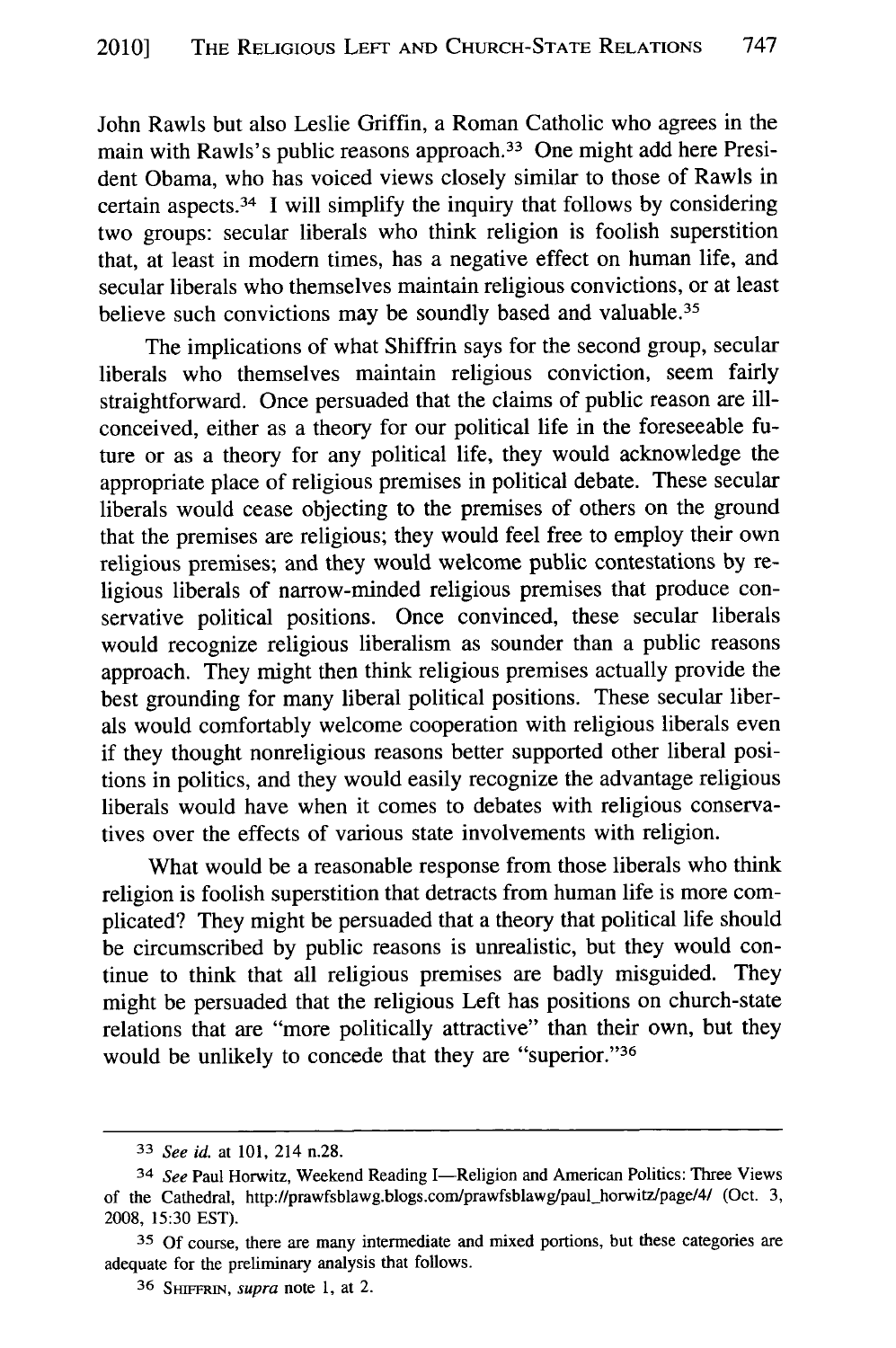John Rawls but also Leslie Griffin, a Roman Catholic who agrees in the main with Rawls's public reasons approach.[33] One might add here President Obama, who has voiced views closely similar to those of Rawls in certain aspects.[34] I will simplify the inquiry that follows by considering two groups: secular liberals who think religion is foolish superstition that, at least in modern times, has a negative effect on human life, and secular liberals who themselves maintain religious convictions, or at least believe such convictions may be soundly based and valuable.[35]

The implications of what Shiffrin says for the second group, secular liberals who themselves maintain religious conviction, seem fairly straightforward. Once persuaded that the claims of public reason are ill-conceived, either as a theory for our political life in the foreseeable future or as a theory for any political life, they would acknowledge the appropriate place of religious premises in political debate. These secular liberals would cease objecting to the premises of others on the ground that the premises are religious; they would feel free to employ their own religious premises; and they would welcome public contestations by religious liberals of narrow-minded religious premises that produce conservative political positions. Once convinced, these secular liberals would recognize religious liberalism as sounder than a public reasons approach. They might then think religious premises actually provide the best grounding for many liberal political positions. These secular liberals would comfortably welcome cooperation with religious liberals even if they thought nonreligious reasons better supported other liberal positions in politics, and they would easily recognize the advantage religious liberals would have when it comes to debates with religious conservatives over the effects of various state involvements with religion.

What would be a reasonable response from those liberals who think religion is foolish superstition that detracts from human life is more complicated? They might be persuaded that a theory that political life should be circumscribed by public reasons is unrealistic, but they would continue to think that all religious premises are badly misguided. They might be persuaded that the religious Left has positions on church-state relations that are "more politically attractive" than their own, but they would be unlikely to concede that they are "superior."[36]

---

[33] *See id.* at 101, 214 n.28.

[34] *See* Paul Horwitz, Weekend Reading I—Religion and American Politics: Three Views of the Cathedral, http://prawfsblawg.blogs.com/prawfsblawg/paul_horwitz/page/4/ (Oct. 3, 2008, 15:30 EST).

[35] Of course, there are many intermediate and mixed portions, but these categories are adequate for the preliminary analysis that follows.

[36] SHIFFRIN, *supra* note 1, at 2.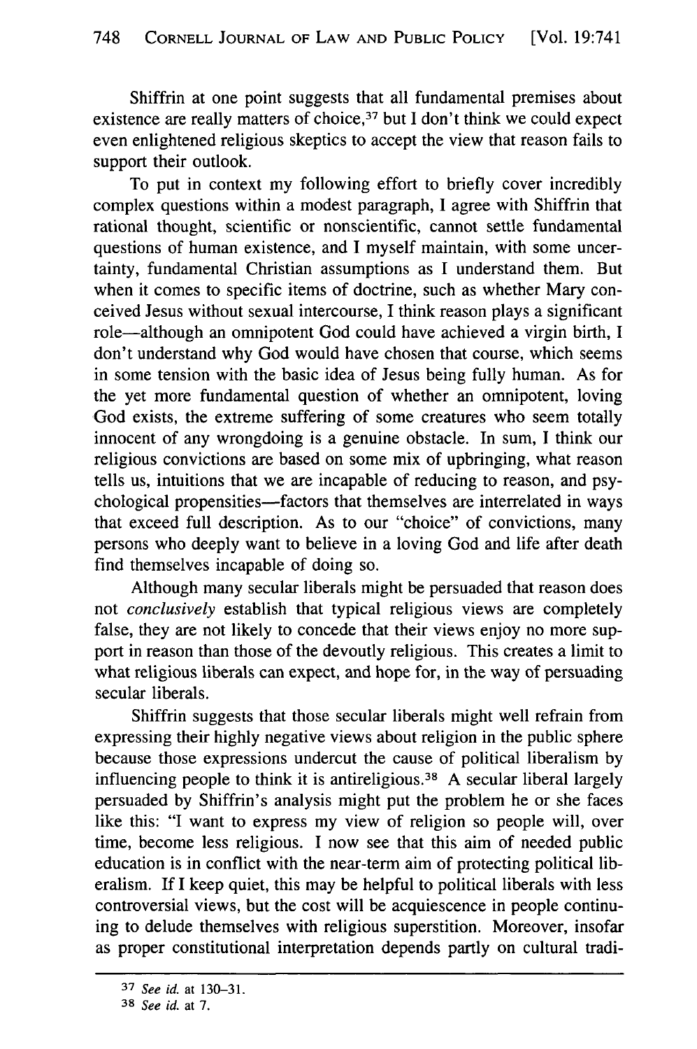Shiffrin at one point suggests that all fundamental premises about existence are really matters of choice,[37] but I don't think we could expect even enlightened religious skeptics to accept the view that reason fails to support their outlook.

To put in context my following effort to briefly cover incredibly complex questions within a modest paragraph, I agree with Shiffrin that rational thought, scientific or nonscientific, cannot settle fundamental questions of human existence, and I myself maintain, with some uncertainty, fundamental Christian assumptions as I understand them. But when it comes to specific items of doctrine, such as whether Mary conceived Jesus without sexual intercourse, I think reason plays a significant role—although an omnipotent God could have achieved a virgin birth, I don't understand why God would have chosen that course, which seems in some tension with the basic idea of Jesus being fully human. As for the yet more fundamental question of whether an omnipotent, loving God exists, the extreme suffering of some creatures who seem totally innocent of any wrongdoing is a genuine obstacle. In sum, I think our religious convictions are based on some mix of upbringing, what reason tells us, intuitions that we are incapable of reducing to reason, and psychological propensities—factors that themselves are interrelated in ways that exceed full description. As to our "choice" of convictions, many persons who deeply want to believe in a loving God and life after death find themselves incapable of doing so.

Although many secular liberals might be persuaded that reason does not *conclusively* establish that typical religious views are completely false, they are not likely to concede that their views enjoy no more support in reason than those of the devoutly religious. This creates a limit to what religious liberals can expect, and hope for, in the way of persuading secular liberals.

Shiffrin suggests that those secular liberals might well refrain from expressing their highly negative views about religion in the public sphere because those expressions undercut the cause of political liberalism by influencing people to think it is antireligious.[38] A secular liberal largely persuaded by Shiffrin's analysis might put the problem he or she faces like this: "I want to express my view of religion so people will, over time, become less religious. I now see that this aim of needed public education is in conflict with the near-term aim of protecting political liberalism. If I keep quiet, this may be helpful to political liberals with less controversial views, but the cost will be acquiescence in people continuing to delude themselves with religious superstition. Moreover, insofar as proper constitutional interpretation depends partly on cultural tradi-

---

[37] *See id.* at 130–31.

[38] *See id.* at 7.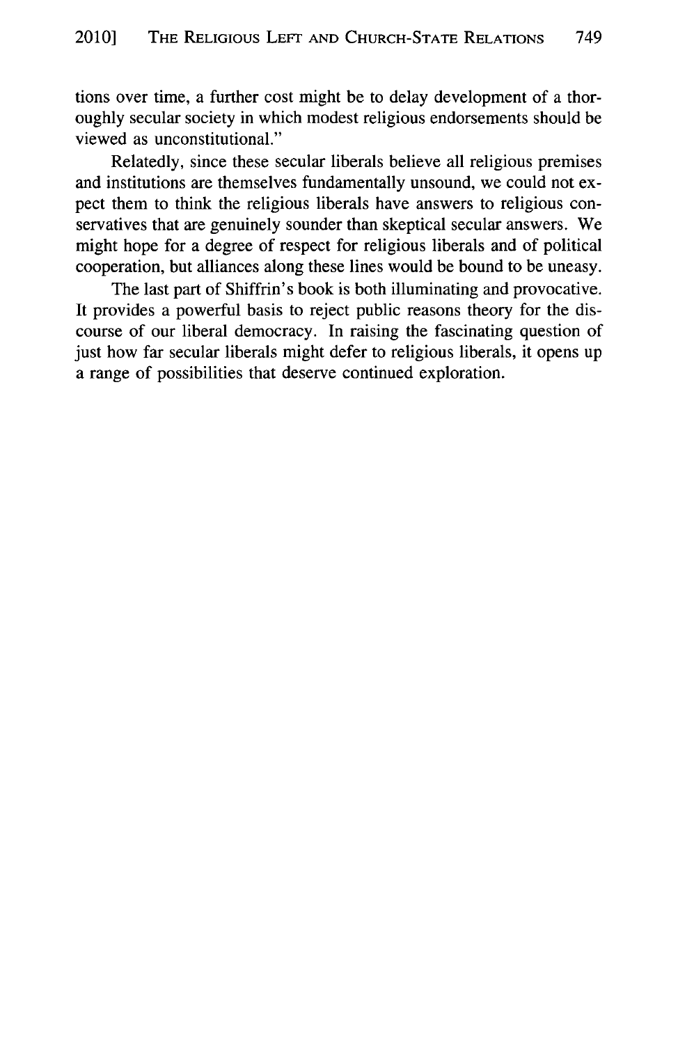tions over time, a further cost might be to delay development of a thoroughly secular society in which modest religious endorsements should be viewed as unconstitutional."

Relatedly, since these secular liberals believe all religious premises and institutions are themselves fundamentally unsound, we could not expect them to think the religious liberals have answers to religious conservatives that are genuinely sounder than skeptical secular answers. We might hope for a degree of respect for religious liberals and of political cooperation, but alliances along these lines would be bound to be uneasy.

The last part of Shiffrin's book is both illuminating and provocative. It provides a powerful basis to reject public reasons theory for the discourse of our liberal democracy. In raising the fascinating question of just how far secular liberals might defer to religious liberals, it opens up a range of possibilities that deserve continued exploration.